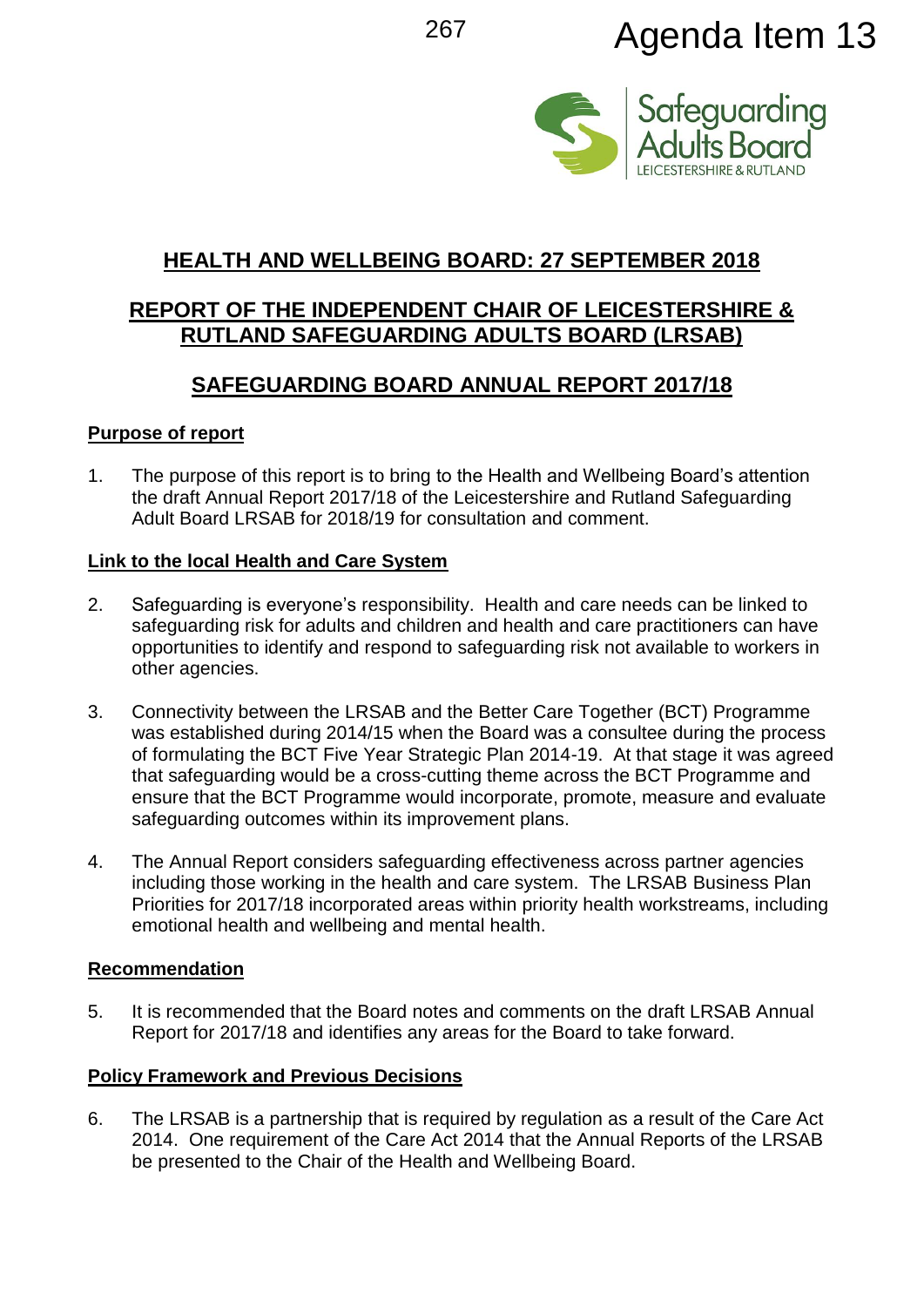Agenda Item 13

## HEALTH AND WELLBEING BOARD: 27 SEPTEMBER 2018

## REPORT OF THE INDEPENDENT CHAIR OF LEICESTERSHIRE & RUTLAND SAFEGUARDING ADULTS BOARD (LRSAB)

## SAFEGUARDING BOARD ANNUAL REPORT 2017/18

### Purpose of report

1. The purpose of this report is to bring to the Health and Wellbeing Board's attention the draft Annual Report 2017/18 of the Leicestershire and Rutland Safeguarding Adult Board LRSAB for 2018/19 for consultation and comment.

### Link to the local Health and Care System

2. Safeguarding is everyone's responsibility. Health and care needs can be linked to safeguarding risk for adults and children and health and care practitioners can have opportunities to identify and respond to safeguarding risk not available to workers in other agencies.

3. Connectivity between the LRSAB and the Better Care Together (BCT) Programme was established during 2014/15 when the Board was a consultee during the process of formulating the BCT Five Year Strategic Plan 2014-19. At that stage it was agreed that safeguarding would be a cross-cutting theme across the BCT Programme and ensure that the BCT Programme would incorporate, promote, measure and evaluate safeguarding outcomes within its improvement plans.

4. The Annual Report considers safeguarding effectiveness across partner agencies including those working in the health and care system. The LRSAB Business Plan Priorities for 2017/18 incorporated areas within priority health workstreams, including emotional health and wellbeing and mental health.

### Recommendation

5. It is recommended that the Board notes and comments on the draft LRSAB Annual Report for 2017/18 and identifies any areas for the Board to take forward.

### Policy Framework and Previous Decisions

6. The LRSAB is a partnership that is required by regulation as a result of the Care Act 2014. One requirement of the Care Act 2014 that the Annual Reports of the LRSAB be presented to the Chair of the Health and Wellbeing Board.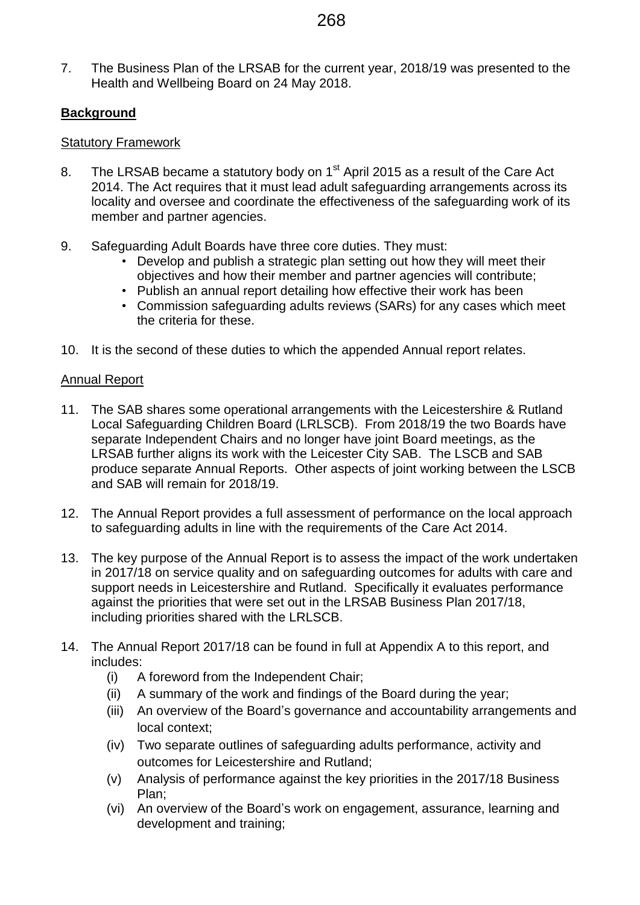7. The Business Plan of the LRSAB for the current year, 2018/19 was presented to the Health and Wellbeing Board on 24 May 2018.

## Background

### Statutory Framework

8. The LRSAB became a statutory body on 1st April 2015 as a result of the Care Act 2014. The Act requires that it must lead adult safeguarding arrangements across its locality and oversee and coordinate the effectiveness of the safeguarding work of its member and partner agencies.

9. Safeguarding Adult Boards have three core duties. They must:
   - Develop and publish a strategic plan setting out how they will meet their objectives and how their member and partner agencies will contribute;
   - Publish an annual report detailing how effective their work has been
   - Commission safeguarding adults reviews (SARs) for any cases which meet the criteria for these.

10. It is the second of these duties to which the appended Annual report relates.

### Annual Report

11. The SAB shares some operational arrangements with the Leicestershire & Rutland Local Safeguarding Children Board (LRLSCB). From 2018/19 the two Boards have separate Independent Chairs and no longer have joint Board meetings, as the LRSAB further aligns its work with the Leicester City SAB. The LSCB and SAB produce separate Annual Reports. Other aspects of joint working between the LSCB and SAB will remain for 2018/19.

12. The Annual Report provides a full assessment of performance on the local approach to safeguarding adults in line with the requirements of the Care Act 2014.

13. The key purpose of the Annual Report is to assess the impact of the work undertaken in 2017/18 on service quality and on safeguarding outcomes for adults with care and support needs in Leicestershire and Rutland. Specifically it evaluates performance against the priorities that were set out in the LRSAB Business Plan 2017/18, including priorities shared with the LRLSCB.

14. The Annual Report 2017/18 can be found in full at Appendix A to this report, and includes:
    (i) A foreword from the Independent Chair;
    (ii) A summary of the work and findings of the Board during the year;
    (iii) An overview of the Board's governance and accountability arrangements and local context;
    (iv) Two separate outlines of safeguarding adults performance, activity and outcomes for Leicestershire and Rutland;
    (v) Analysis of performance against the key priorities in the 2017/18 Business Plan;
    (vi) An overview of the Board's work on engagement, assurance, learning and development and training;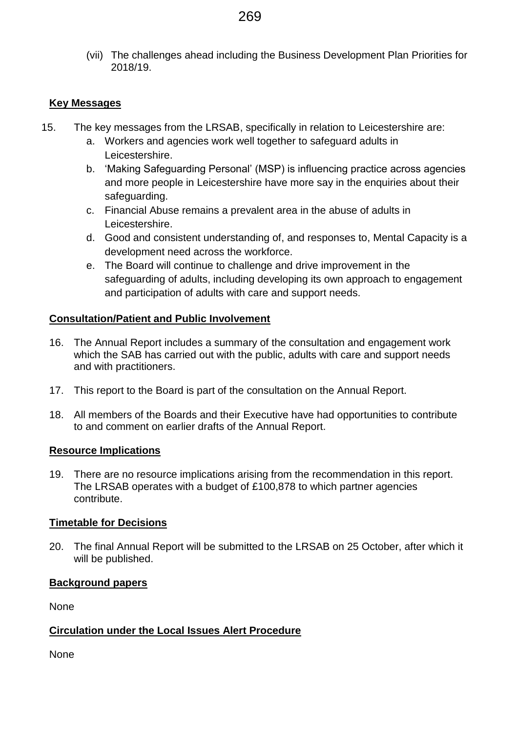(vii) The challenges ahead including the Business Development Plan Priorities for 2018/19.

## Key Messages

15. The key messages from the LRSAB, specifically in relation to Leicestershire are:
    a. Workers and agencies work well together to safeguard adults in Leicestershire.
    b. 'Making Safeguarding Personal' (MSP) is influencing practice across agencies and more people in Leicestershire have more say in the enquiries about their safeguarding.
    c. Financial Abuse remains a prevalent area in the abuse of adults in Leicestershire.
    d. Good and consistent understanding of, and responses to, Mental Capacity is a development need across the workforce.
    e. The Board will continue to challenge and drive improvement in the safeguarding of adults, including developing its own approach to engagement and participation of adults with care and support needs.

## Consultation/Patient and Public Involvement

16. The Annual Report includes a summary of the consultation and engagement work which the SAB has carried out with the public, adults with care and support needs and with practitioners.

17. This report to the Board is part of the consultation on the Annual Report.

18. All members of the Boards and their Executive have had opportunities to contribute to and comment on earlier drafts of the Annual Report.

## Resource Implications

19. There are no resource implications arising from the recommendation in this report. The LRSAB operates with a budget of £100,878 to which partner agencies contribute.

## Timetable for Decisions

20. The final Annual Report will be submitted to the LRSAB on 25 October, after which it will be published.

## Background papers

None

## Circulation under the Local Issues Alert Procedure

None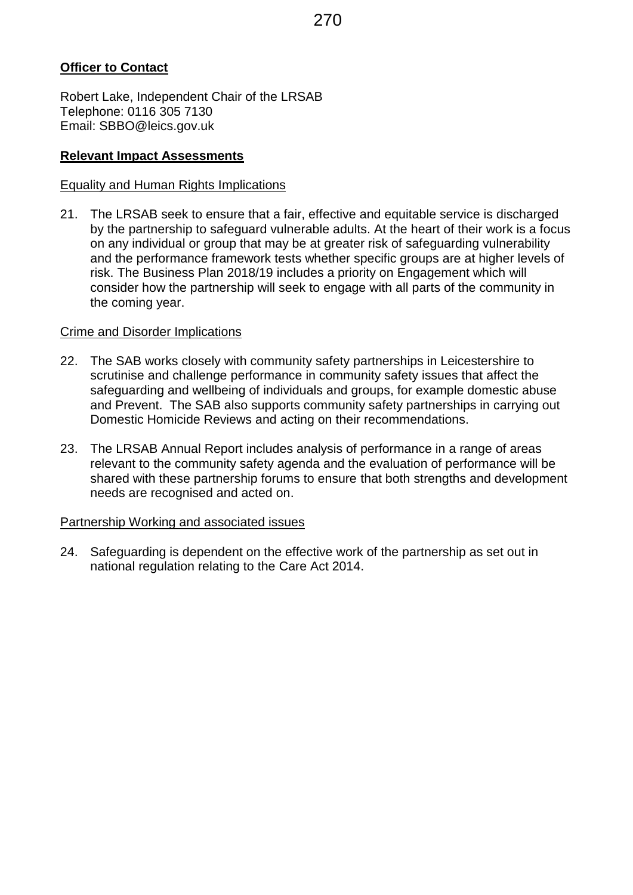**Officer to Contact**

Robert Lake, Independent Chair of the LRSAB
Telephone: 0116 305 7130
Email: SBBO@leics.gov.uk

**Relevant Impact Assessments**

Equality and Human Rights Implications

21. The LRSAB seek to ensure that a fair, effective and equitable service is discharged by the partnership to safeguard vulnerable adults. At the heart of their work is a focus on any individual or group that may be at greater risk of safeguarding vulnerability and the performance framework tests whether specific groups are at higher levels of risk. The Business Plan 2018/19 includes a priority on Engagement which will consider how the partnership will seek to engage with all parts of the community in the coming year.

Crime and Disorder Implications

22. The SAB works closely with community safety partnerships in Leicestershire to scrutinise and challenge performance in community safety issues that affect the safeguarding and wellbeing of individuals and groups, for example domestic abuse and Prevent. The SAB also supports community safety partnerships in carrying out Domestic Homicide Reviews and acting on their recommendations.

23. The LRSAB Annual Report includes analysis of performance in a range of areas relevant to the community safety agenda and the evaluation of performance will be shared with these partnership forums to ensure that both strengths and development needs are recognised and acted on.

Partnership Working and associated issues

24. Safeguarding is dependent on the effective work of the partnership as set out in national regulation relating to the Care Act 2014.